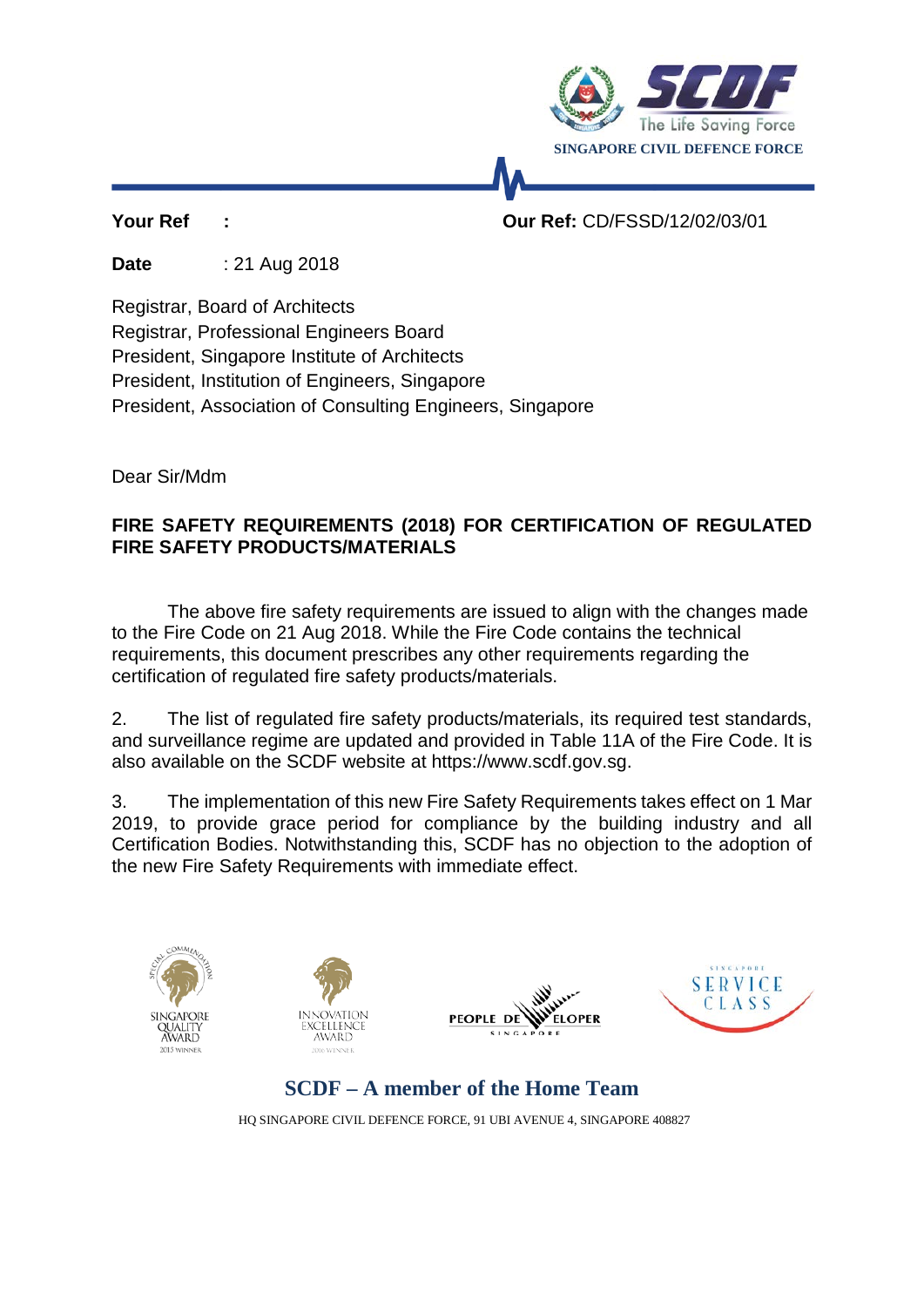SCDF
The Life Saving Force
SINGAPORE CIVIL DEFENCE FORCE

**Your Ref** : **Our Ref:** CD/FSSD/12/02/03/01

**Date** : 21 Aug 2018

Registrar, Board of Architects
Registrar, Professional Engineers Board
President, Singapore Institute of Architects
President, Institution of Engineers, Singapore
President, Association of Consulting Engineers, Singapore

Dear Sir/Mdm

**FIRE SAFETY REQUIREMENTS (2018) FOR CERTIFICATION OF REGULATED FIRE SAFETY PRODUCTS/MATERIALS**

The above fire safety requirements are issued to align with the changes made to the Fire Code on 21 Aug 2018. While the Fire Code contains the technical requirements, this document prescribes any other requirements regarding the certification of regulated fire safety products/materials.

2. The list of regulated fire safety products/materials, its required test standards, and surveillance regime are updated and provided in Table 11A of the Fire Code. It is also available on the SCDF website at https://www.scdf.gov.sg.

3. The implementation of this new Fire Safety Requirements takes effect on 1 Mar 2019, to provide grace period for compliance by the building industry and all Certification Bodies. Notwithstanding this, SCDF has no objection to the adoption of the new Fire Safety Requirements with immediate effect.

**SCDF – A member of the Home Team**

HQ SINGAPORE CIVIL DEFENCE FORCE, 91 UBI AVENUE 4, SINGAPORE 408827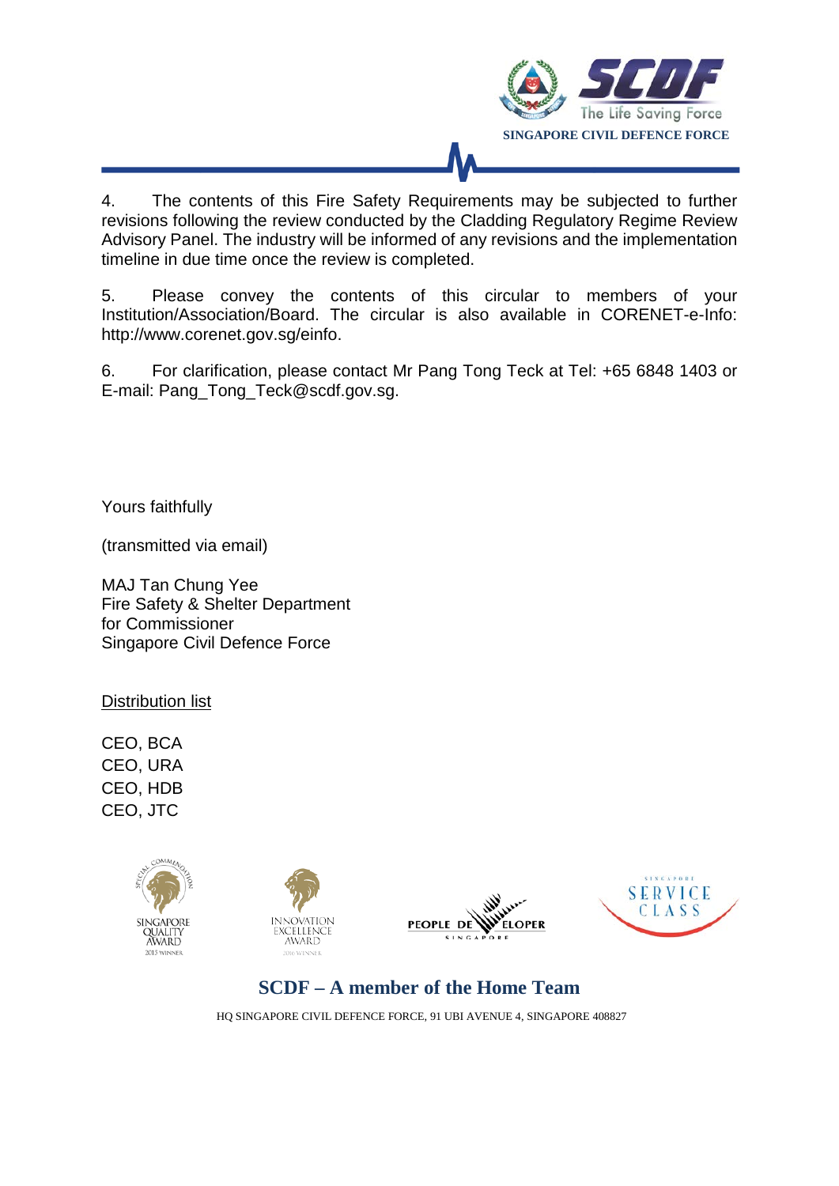4. The contents of this Fire Safety Requirements may be subjected to further revisions following the review conducted by the Cladding Regulatory Regime Review Advisory Panel. The industry will be informed of any revisions and the implementation timeline in due time once the review is completed.

5. Please convey the contents of this circular to members of your Institution/Association/Board. The circular is also available in CORENET-e-Info: http://www.corenet.gov.sg/einfo.

6. For clarification, please contact Mr Pang Tong Teck at Tel: +65 6848 1403 or E-mail: Pang_Tong_Teck@scdf.gov.sg.

Yours faithfully

(transmitted via email)

MAJ Tan Chung Yee
Fire Safety & Shelter Department
for Commissioner
Singapore Civil Defence Force

Distribution list

CEO, BCA
CEO, URA
CEO, HDB
CEO, JTC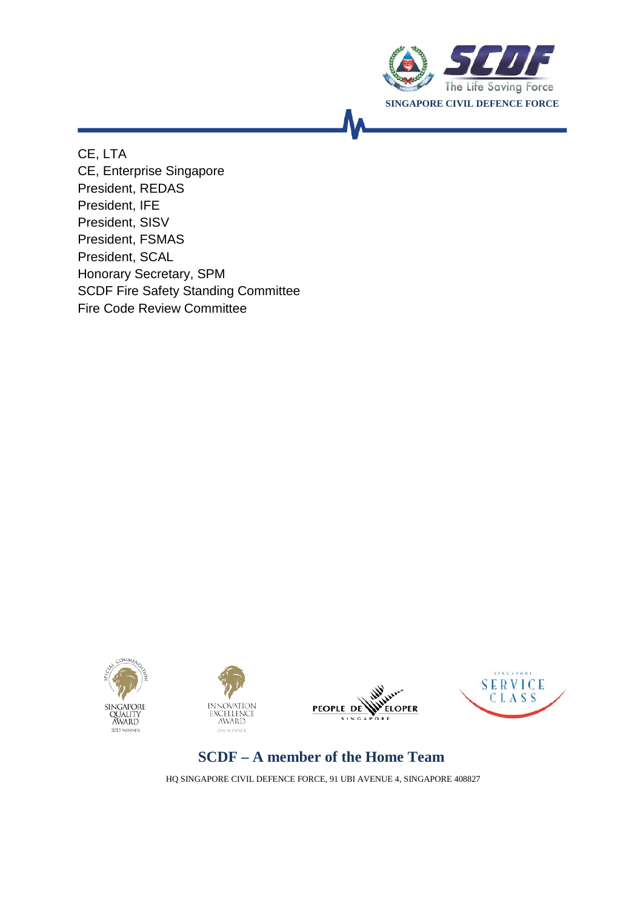CE, LTA
CE, Enterprise Singapore
President, REDAS
President, IFE
President, SISV
President, FSMAS
President, SCAL
Honorary Secretary, SPM
SCDF Fire Safety Standing Committee
Fire Code Review Committee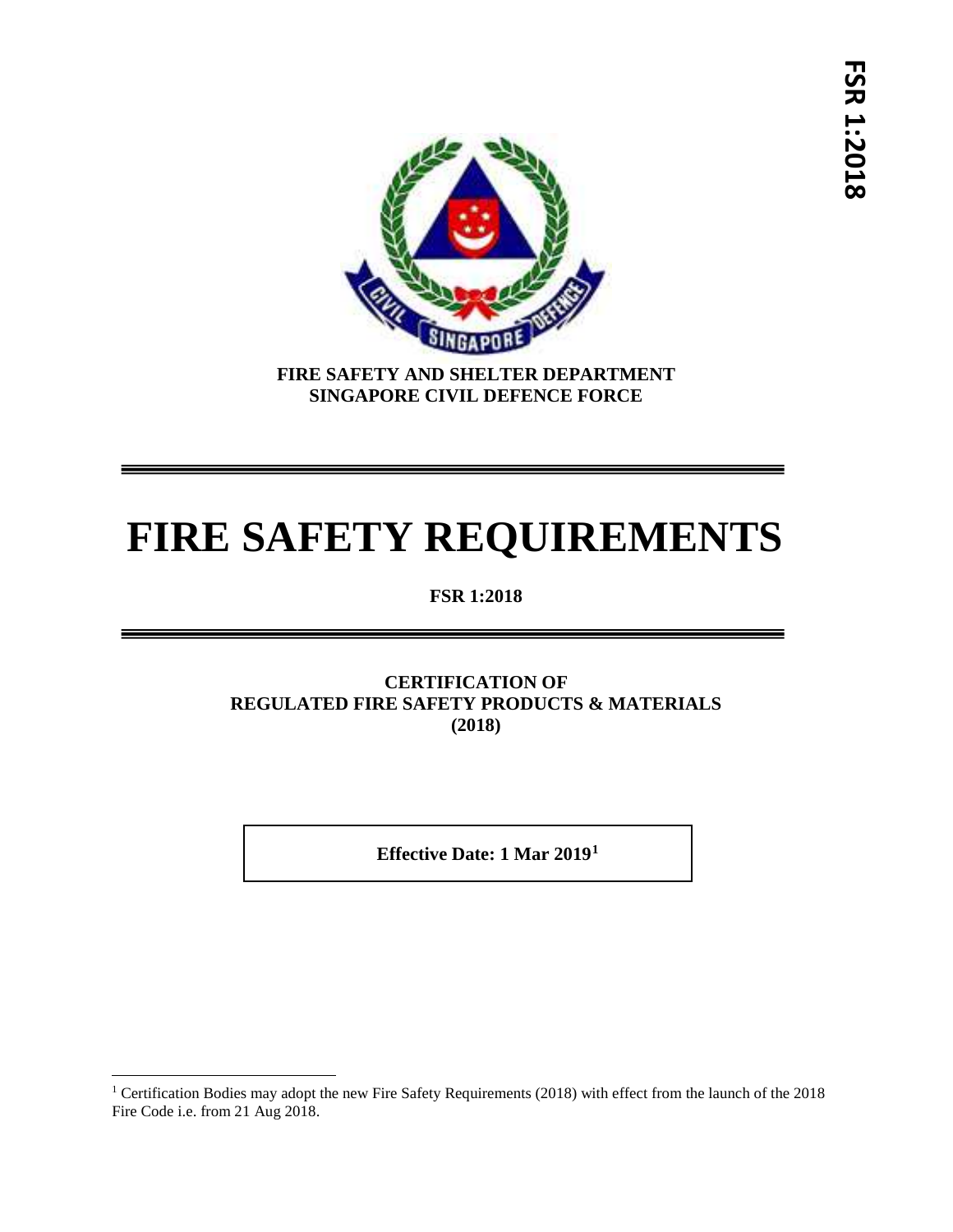**FIRE SAFETY AND SHELTER DEPARTMENT**
**SINGAPORE CIVIL DEFENCE FORCE**

# FIRE SAFETY REQUIREMENTS

**FSR 1:2018**

**CERTIFICATION OF**
**REGULATED FIRE SAFETY PRODUCTS & MATERIALS**
**(2018)**

**Effective Date: 1 Mar 2019[1]**

[1] Certification Bodies may adopt the new Fire Safety Requirements (2018) with effect from the launch of the 2018 Fire Code i.e. from 21 Aug 2018.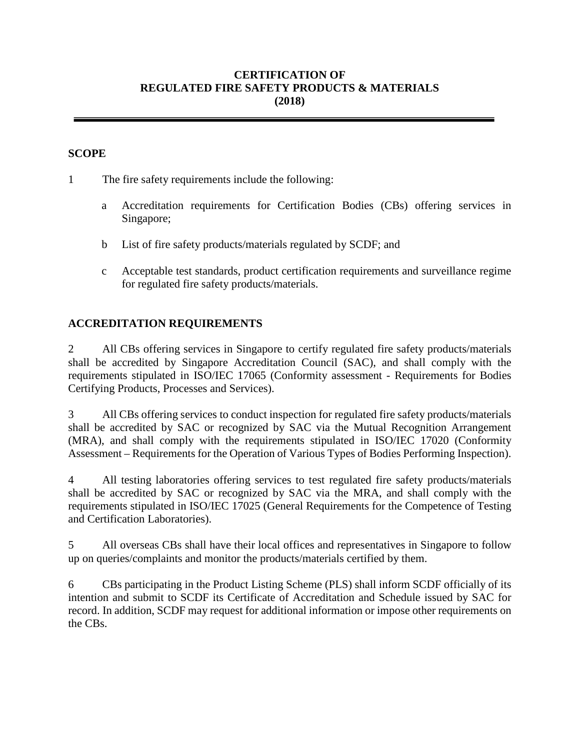# CERTIFICATION OF REGULATED FIRE SAFETY PRODUCTS & MATERIALS (2018)

## SCOPE

1 The fire safety requirements include the following:

a Accreditation requirements for Certification Bodies (CBs) offering services in Singapore;

b List of fire safety products/materials regulated by SCDF; and

c Acceptable test standards, product certification requirements and surveillance regime for regulated fire safety products/materials.

## ACCREDITATION REQUIREMENTS

2 All CBs offering services in Singapore to certify regulated fire safety products/materials shall be accredited by Singapore Accreditation Council (SAC), and shall comply with the requirements stipulated in ISO/IEC 17065 (Conformity assessment - Requirements for Bodies Certifying Products, Processes and Services).

3 All CBs offering services to conduct inspection for regulated fire safety products/materials shall be accredited by SAC or recognized by SAC via the Mutual Recognition Arrangement (MRA), and shall comply with the requirements stipulated in ISO/IEC 17020 (Conformity Assessment – Requirements for the Operation of Various Types of Bodies Performing Inspection).

4 All testing laboratories offering services to test regulated fire safety products/materials shall be accredited by SAC or recognized by SAC via the MRA, and shall comply with the requirements stipulated in ISO/IEC 17025 (General Requirements for the Competence of Testing and Certification Laboratories).

5 All overseas CBs shall have their local offices and representatives in Singapore to follow up on queries/complaints and monitor the products/materials certified by them.

6 CBs participating in the Product Listing Scheme (PLS) shall inform SCDF officially of its intention and submit to SCDF its Certificate of Accreditation and Schedule issued by SAC for record. In addition, SCDF may request for additional information or impose other requirements on the CBs.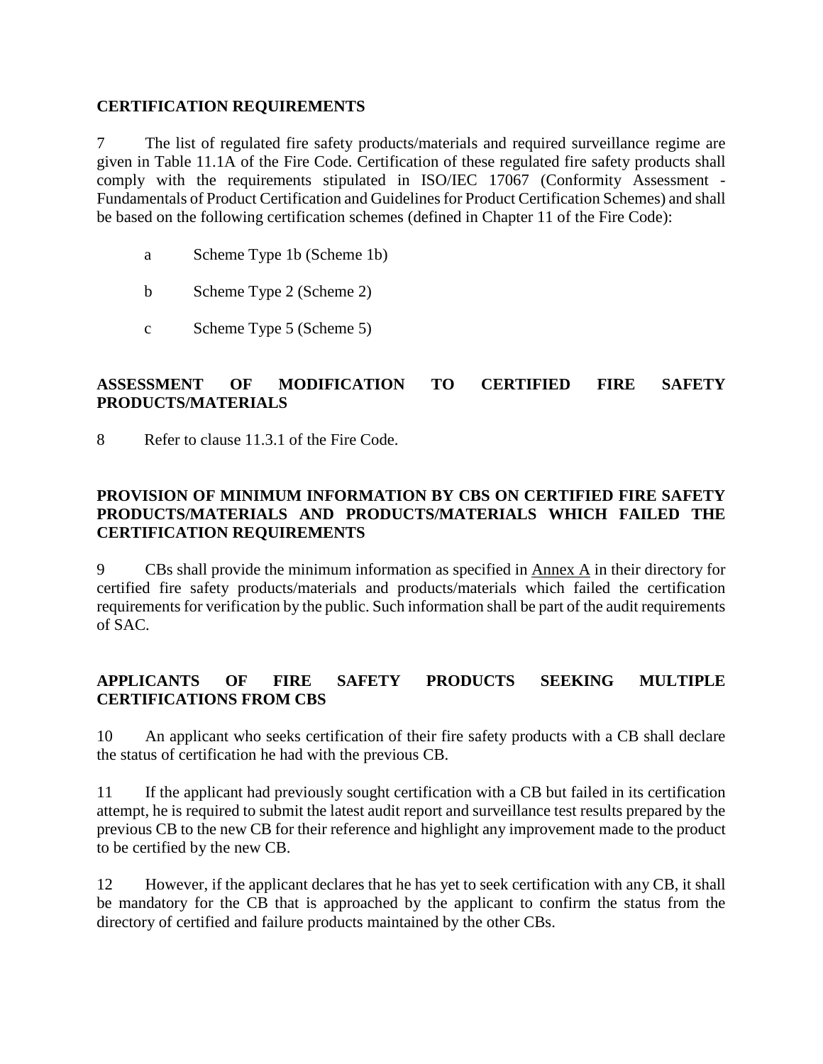## CERTIFICATION REQUIREMENTS

7 The list of regulated fire safety products/materials and required surveillance regime are given in Table 11.1A of the Fire Code. Certification of these regulated fire safety products shall comply with the requirements stipulated in ISO/IEC 17067 (Conformity Assessment - Fundamentals of Product Certification and Guidelines for Product Certification Schemes) and shall be based on the following certification schemes (defined in Chapter 11 of the Fire Code):

a Scheme Type 1b (Scheme 1b)

b Scheme Type 2 (Scheme 2)

c Scheme Type 5 (Scheme 5)

## ASSESSMENT OF MODIFICATION TO CERTIFIED FIRE SAFETY PRODUCTS/MATERIALS

8 Refer to clause 11.3.1 of the Fire Code.

## PROVISION OF MINIMUM INFORMATION BY CBS ON CERTIFIED FIRE SAFETY PRODUCTS/MATERIALS AND PRODUCTS/MATERIALS WHICH FAILED THE CERTIFICATION REQUIREMENTS

9 CBs shall provide the minimum information as specified in Annex A in their directory for certified fire safety products/materials and products/materials which failed the certification requirements for verification by the public. Such information shall be part of the audit requirements of SAC.

## APPLICANTS OF FIRE SAFETY PRODUCTS SEEKING MULTIPLE CERTIFICATIONS FROM CBS

10 An applicant who seeks certification of their fire safety products with a CB shall declare the status of certification he had with the previous CB.

11 If the applicant had previously sought certification with a CB but failed in its certification attempt, he is required to submit the latest audit report and surveillance test results prepared by the previous CB to the new CB for their reference and highlight any improvement made to the product to be certified by the new CB.

12 However, if the applicant declares that he has yet to seek certification with any CB, it shall be mandatory for the CB that is approached by the applicant to confirm the status from the directory of certified and failure products maintained by the other CBs.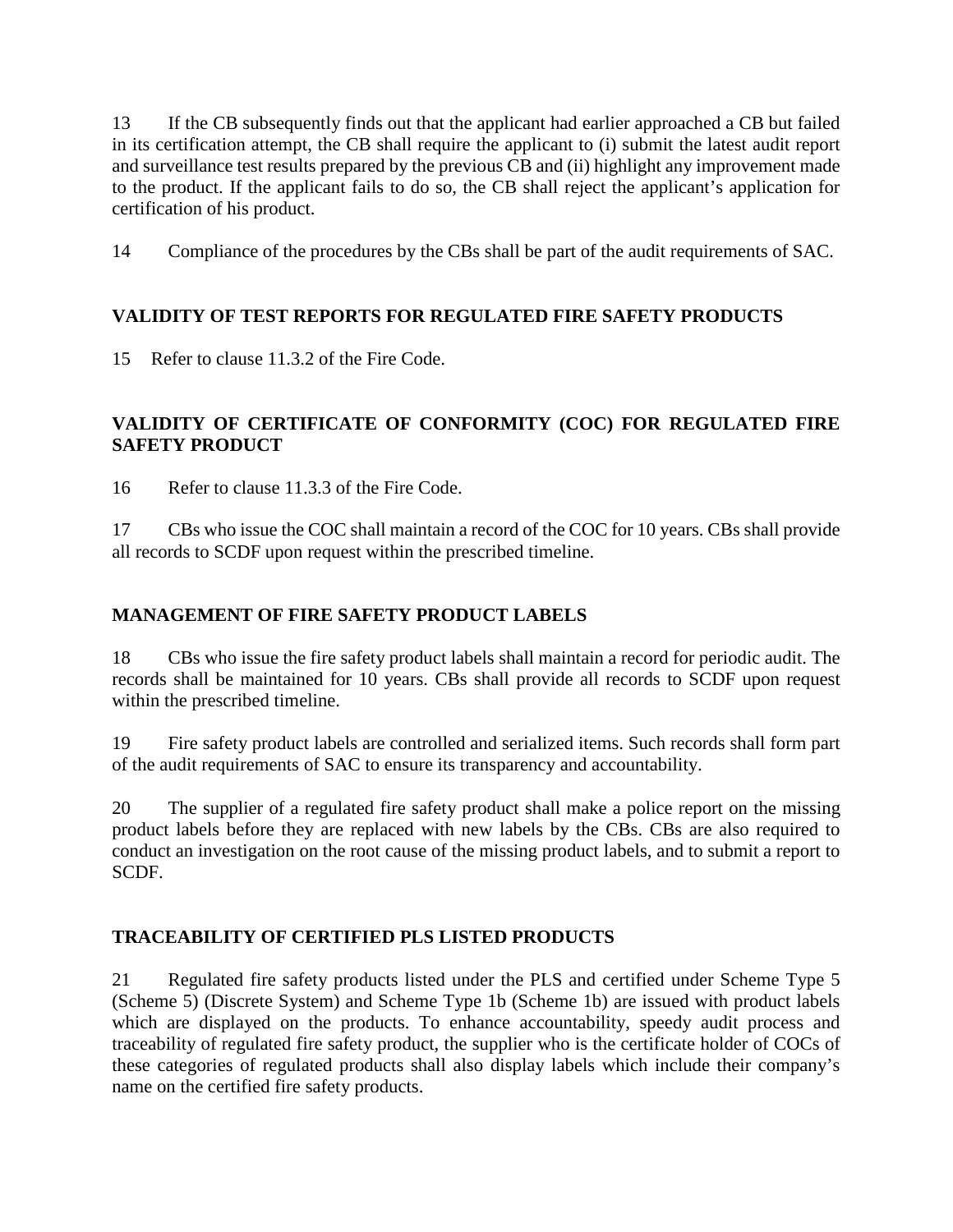13 If the CB subsequently finds out that the applicant had earlier approached a CB but failed in its certification attempt, the CB shall require the applicant to (i) submit the latest audit report and surveillance test results prepared by the previous CB and (ii) highlight any improvement made to the product. If the applicant fails to do so, the CB shall reject the applicant's application for certification of his product.

14 Compliance of the procedures by the CBs shall be part of the audit requirements of SAC.

## VALIDITY OF TEST REPORTS FOR REGULATED FIRE SAFETY PRODUCTS

15 Refer to clause 11.3.2 of the Fire Code.

## VALIDITY OF CERTIFICATE OF CONFORMITY (COC) FOR REGULATED FIRE SAFETY PRODUCT

16 Refer to clause 11.3.3 of the Fire Code.

17 CBs who issue the COC shall maintain a record of the COC for 10 years. CBs shall provide all records to SCDF upon request within the prescribed timeline.

## MANAGEMENT OF FIRE SAFETY PRODUCT LABELS

18 CBs who issue the fire safety product labels shall maintain a record for periodic audit. The records shall be maintained for 10 years. CBs shall provide all records to SCDF upon request within the prescribed timeline.

19 Fire safety product labels are controlled and serialized items. Such records shall form part of the audit requirements of SAC to ensure its transparency and accountability.

20 The supplier of a regulated fire safety product shall make a police report on the missing product labels before they are replaced with new labels by the CBs. CBs are also required to conduct an investigation on the root cause of the missing product labels, and to submit a report to SCDF.

## TRACEABILITY OF CERTIFIED PLS LISTED PRODUCTS

21 Regulated fire safety products listed under the PLS and certified under Scheme Type 5 (Scheme 5) (Discrete System) and Scheme Type 1b (Scheme 1b) are issued with product labels which are displayed on the products. To enhance accountability, speedy audit process and traceability of regulated fire safety product, the supplier who is the certificate holder of COCs of these categories of regulated products shall also display labels which include their company's name on the certified fire safety products.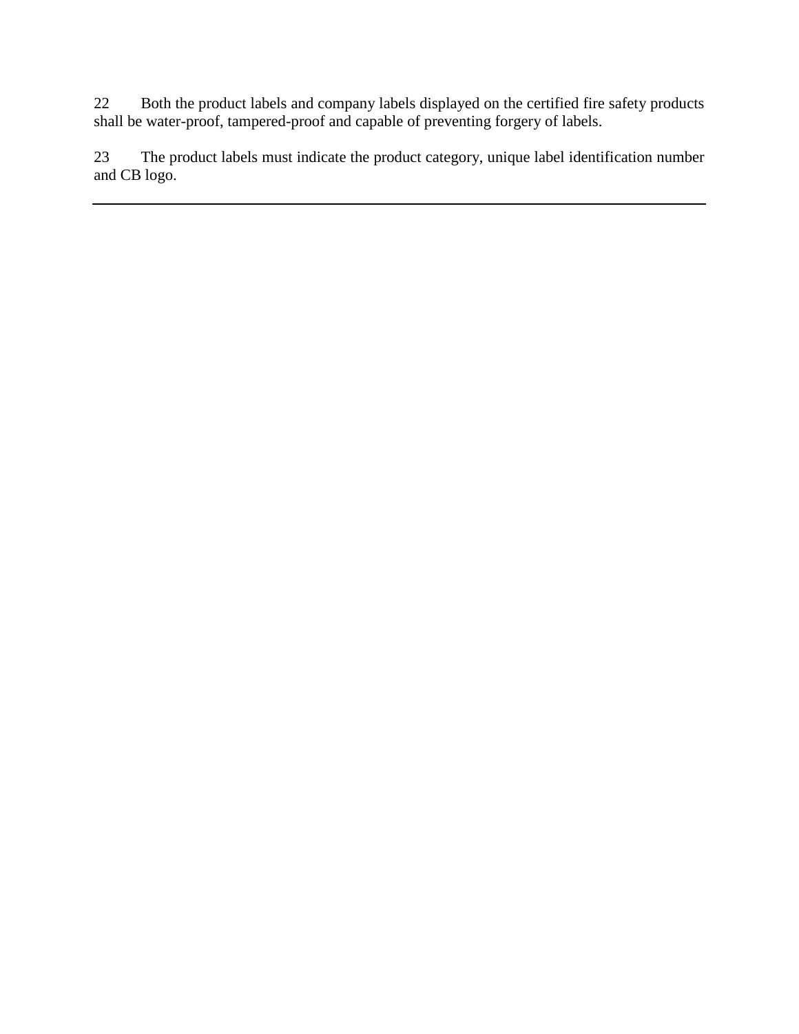22 Both the product labels and company labels displayed on the certified fire safety products shall be water-proof, tampered-proof and capable of preventing forgery of labels.

23 The product labels must indicate the product category, unique label identification number and CB logo.

---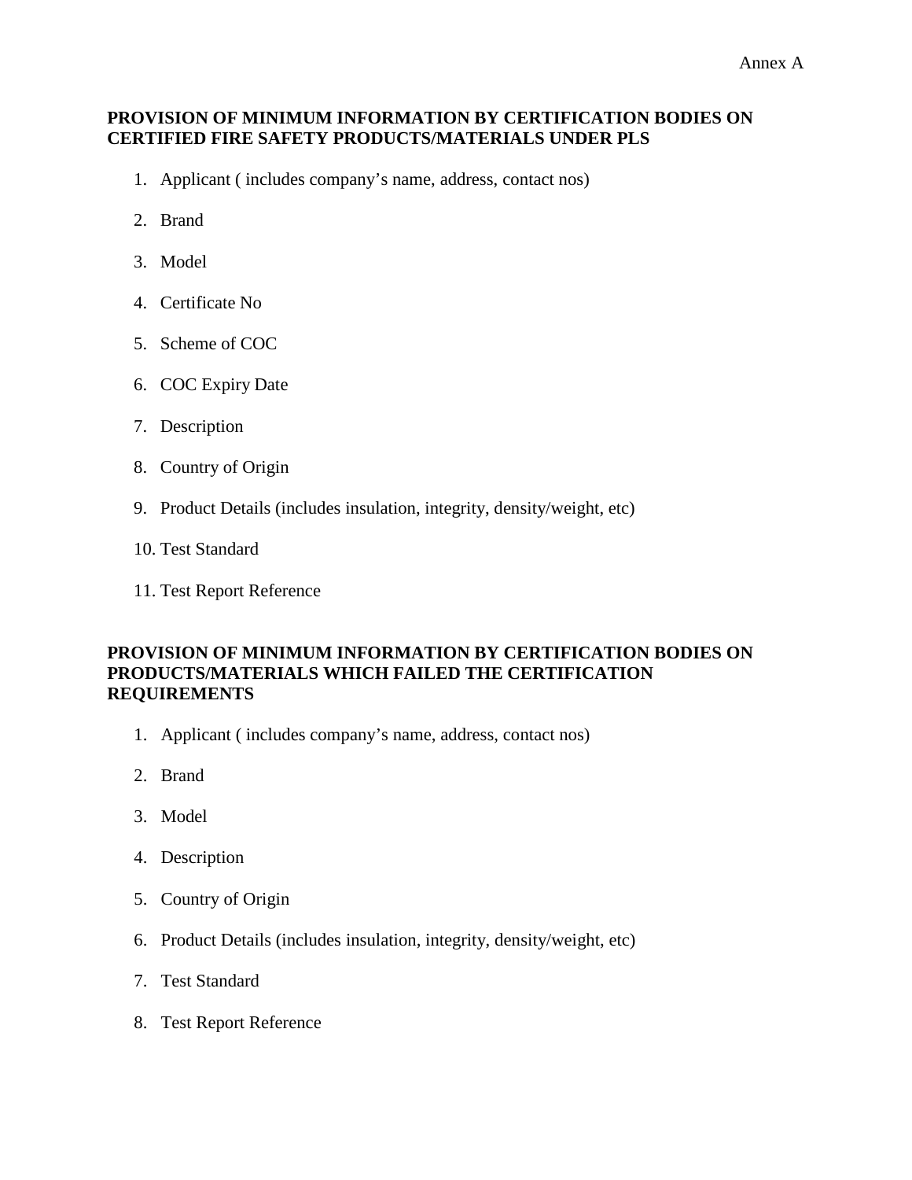Annex A

**PROVISION OF MINIMUM INFORMATION BY CERTIFICATION BODIES ON CERTIFIED FIRE SAFETY PRODUCTS/MATERIALS UNDER PLS**

1. Applicant ( includes company's name, address, contact nos)
2. Brand
3. Model
4. Certificate No
5. Scheme of COC
6. COC Expiry Date
7. Description
8. Country of Origin
9. Product Details (includes insulation, integrity, density/weight, etc)
10. Test Standard
11. Test Report Reference

**PROVISION OF MINIMUM INFORMATION BY CERTIFICATION BODIES ON PRODUCTS/MATERIALS WHICH FAILED THE CERTIFICATION REQUIREMENTS**

1. Applicant ( includes company's name, address, contact nos)
2. Brand
3. Model
4. Description
5. Country of Origin
6. Product Details (includes insulation, integrity, density/weight, etc)
7. Test Standard
8. Test Report Reference